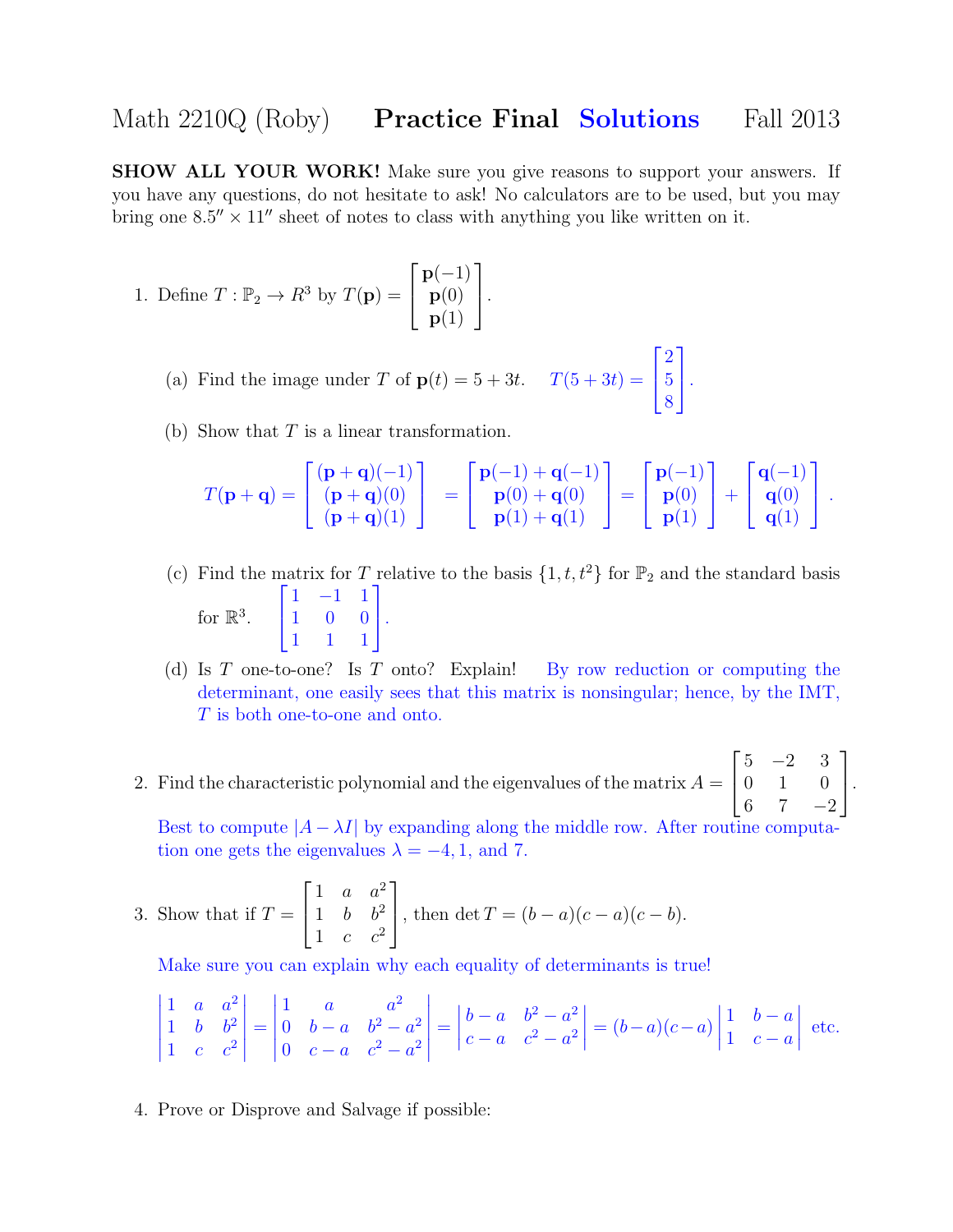# Math 2210Q (Roby) **Practice Final Solutions** Fall 2013

**SHOW ALL YOUR WORK!** Make sure you give reasons to support your answers. If you have any questions, do not hesitate to ask! No calculators are to be used, but you may bring one $8.5'' \times 11''$ sheet of notes to class with anything you like written on it.

1. Define $T : \mathbb{P}_2 \to R^3$ by $T(\mathbf{p}) = \begin{bmatrix} \mathbf{p}(-1) \\ \mathbf{p}(0) \\ \mathbf{p}(1) \end{bmatrix}$.

   (a) Find the image under $T$ of $\mathbf{p}(t) = 5 + 3t$. $\quad T(5 + 3t) = \begin{bmatrix} 2 \\ 5 \\ 8 \end{bmatrix}$.

   (b) Show that $T$ is a linear transformation.

   $$T(\mathbf{p} + \mathbf{q}) = \begin{bmatrix} (\mathbf{p}+\mathbf{q})(-1) \\ (\mathbf{p}+\mathbf{q})(0) \\ (\mathbf{p}+\mathbf{q})(1) \end{bmatrix} = \begin{bmatrix} \mathbf{p}(-1) + \mathbf{q}(-1) \\ \mathbf{p}(0) + \mathbf{q}(0) \\ \mathbf{p}(1) + \mathbf{q}(1) \end{bmatrix} = \begin{bmatrix} \mathbf{p}(-1) \\ \mathbf{p}(0) \\ \mathbf{p}(1) \end{bmatrix} + \begin{bmatrix} \mathbf{q}(-1) \\ \mathbf{q}(0) \\ \mathbf{q}(1) \end{bmatrix}.$$

   (c) Find the matrix for $T$ relative to the basis $\{1, t, t^2\}$ for $\mathbb{P}_2$ and the standard basis for $\mathbb{R}^3$. $\quad \begin{bmatrix} 1 & -1 & 1 \\ 1 & 0 & 0 \\ 1 & 1 & 1 \end{bmatrix}$.

   (d) Is $T$ one-to-one? Is $T$ onto? Explain! By row reduction or computing the determinant, one easily sees that this matrix is nonsingular; hence, by the IMT, $T$ is both one-to-one and onto.

2. Find the characteristic polynomial and the eigenvalues of the matrix $A = \begin{bmatrix} 5 & -2 & 3 \\ 0 & 1 & 0 \\ 6 & 7 & -2 \end{bmatrix}$.

   Best to compute $|A - \lambda I|$ by expanding along the middle row. After routine computation one gets the eigenvalues $\lambda = -4, 1,$ and $7$.

3. Show that if $T = \begin{bmatrix} 1 & a & a^2 \\ 1 & b & b^2 \\ 1 & c & c^2 \end{bmatrix}$, then $\det T = (b - a)(c - a)(c - b)$.

   Make sure you can explain why each equality of determinants is true!

   $$\begin{vmatrix} 1 & a & a^2 \\ 1 & b & b^2 \\ 1 & c & c^2 \end{vmatrix} = \begin{vmatrix} 1 & a & a^2 \\ 0 & b-a & b^2-a^2 \\ 0 & c-a & c^2-a^2 \end{vmatrix} = \begin{vmatrix} b-a & b^2-a^2 \\ c-a & c^2-a^2 \end{vmatrix} = (b-a)(c-a) \begin{vmatrix} 1 & b-a \\ 1 & c-a \end{vmatrix} \text{ etc.}$$

4. Prove or Disprove and Salvage if possible: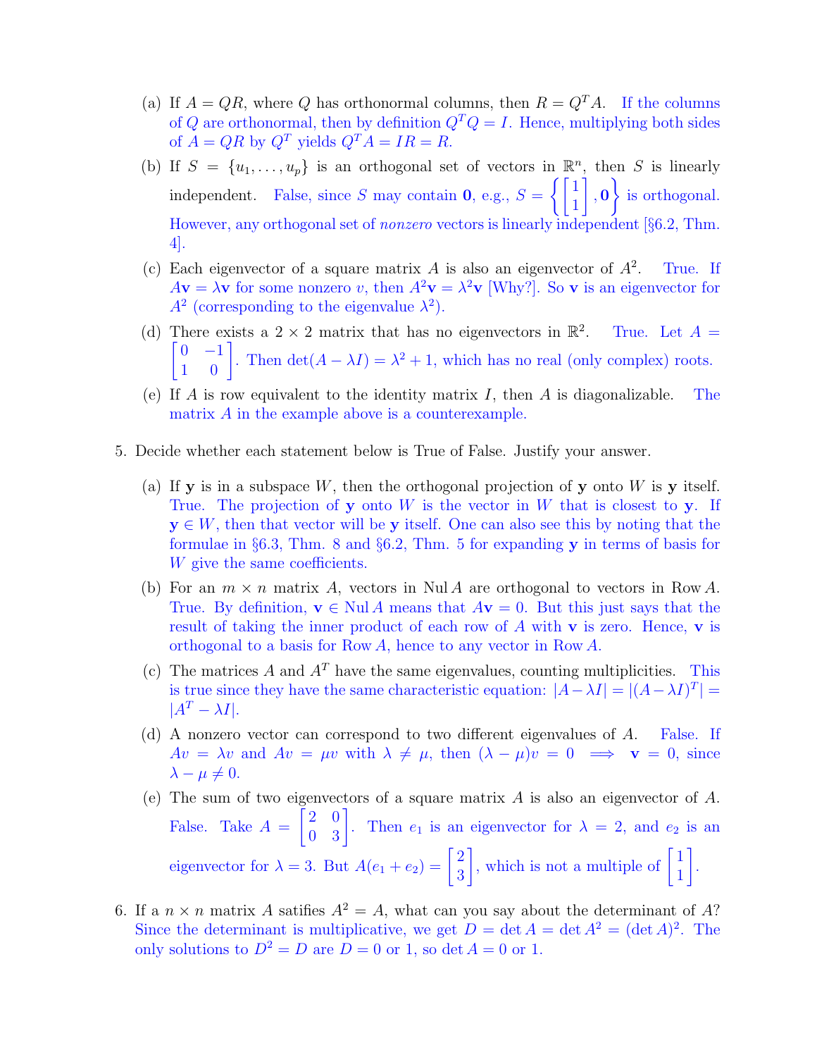(a) If $A = QR$, where $Q$ has orthonormal columns, then $R = Q^T A$. If the columns of $Q$ are orthonormal, then by definition $Q^T Q = I$. Hence, multiplying both sides of $A = QR$ by $Q^T$ yields $Q^T A = IR = R$.

(b) If $S = \{u_1, \ldots, u_p\}$ is an orthogonal set of vectors in $\mathbb{R}^n$, then $S$ is linearly independent. False, since $S$ may contain $\mathbf{0}$, e.g., $S = \left\{ \begin{bmatrix} 1 \\ 1 \end{bmatrix}, \mathbf{0} \right\}$ is orthogonal. However, any orthogonal set of *nonzero* vectors is linearly independent [§6.2, Thm. 4].

(c) Each eigenvector of a square matrix $A$ is also an eigenvector of $A^2$. True. If $A\mathbf{v} = \lambda \mathbf{v}$ for some nonzero $v$, then $A^2 \mathbf{v} = \lambda^2 \mathbf{v}$ [Why?]. So $\mathbf{v}$ is an eigenvector for $A^2$ (corresponding to the eigenvalue $\lambda^2$).

(d) There exists a $2 \times 2$ matrix that has no eigenvectors in $\mathbb{R}^2$. True. Let $A = \begin{bmatrix} 0 & -1 \\ 1 & 0 \end{bmatrix}$. Then $\det(A - \lambda I) = \lambda^2 + 1$, which has no real (only complex) roots.

(e) If $A$ is row equivalent to the identity matrix $I$, then $A$ is diagonalizable. The matrix $A$ in the example above is a counterexample.

5. Decide whether each statement below is True of False. Justify your answer.

(a) If $\mathbf{y}$ is in a subspace $W$, then the orthogonal projection of $\mathbf{y}$ onto $W$ is $\mathbf{y}$ itself. True. The projection of $\mathbf{y}$ onto $W$ is the vector in $W$ that is closest to $\mathbf{y}$. If $\mathbf{y} \in W$, then that vector will be $\mathbf{y}$ itself. One can also see this by noting that the formulae in §6.3, Thm. 8 and §6.2, Thm. 5 for expanding $\mathbf{y}$ in terms of basis for $W$ give the same coefficients.

(b) For an $m \times n$ matrix $A$, vectors in $\operatorname{Nul} A$ are orthogonal to vectors in $\operatorname{Row} A$. True. By definition, $\mathbf{v} \in \operatorname{Nul} A$ means that $A\mathbf{v} = 0$. But this just says that the result of taking the inner product of each row of $A$ with $\mathbf{v}$ is zero. Hence, $\mathbf{v}$ is orthogonal to a basis for $\operatorname{Row} A$, hence to any vector in $\operatorname{Row} A$.

(c) The matrices $A$ and $A^T$ have the same eigenvalues, counting multiplicities. This is true since they have the same characteristic equation: $|A - \lambda I| = |(A - \lambda I)^T| = |A^T - \lambda I|$.

(d) A nonzero vector can correspond to two different eigenvalues of $A$. False. If $Av = \lambda v$ and $Av = \mu v$ with $\lambda \neq \mu$, then $(\lambda - \mu)v = 0 \implies \mathbf{v} = 0$, since $\lambda - \mu \neq 0$.

(e) The sum of two eigenvectors of a square matrix $A$ is also an eigenvector of $A$. False. Take $A = \begin{bmatrix} 2 & 0 \\ 0 & 3 \end{bmatrix}$. Then $e_1$ is an eigenvector for $\lambda = 2$, and $e_2$ is an eigenvector for $\lambda = 3$. But $A(e_1 + e_2) = \begin{bmatrix} 2 \\ 3 \end{bmatrix}$, which is not a multiple of $\begin{bmatrix} 1 \\ 1 \end{bmatrix}$.

6. If a $n \times n$ matrix $A$ satisfies $A^2 = A$, what can you say about the determinant of $A$? Since the determinant is multiplicative, we get $D = \det A = \det A^2 = (\det A)^2$. The only solutions to $D^2 = D$ are $D = 0$ or $1$, so $\det A = 0$ or $1$.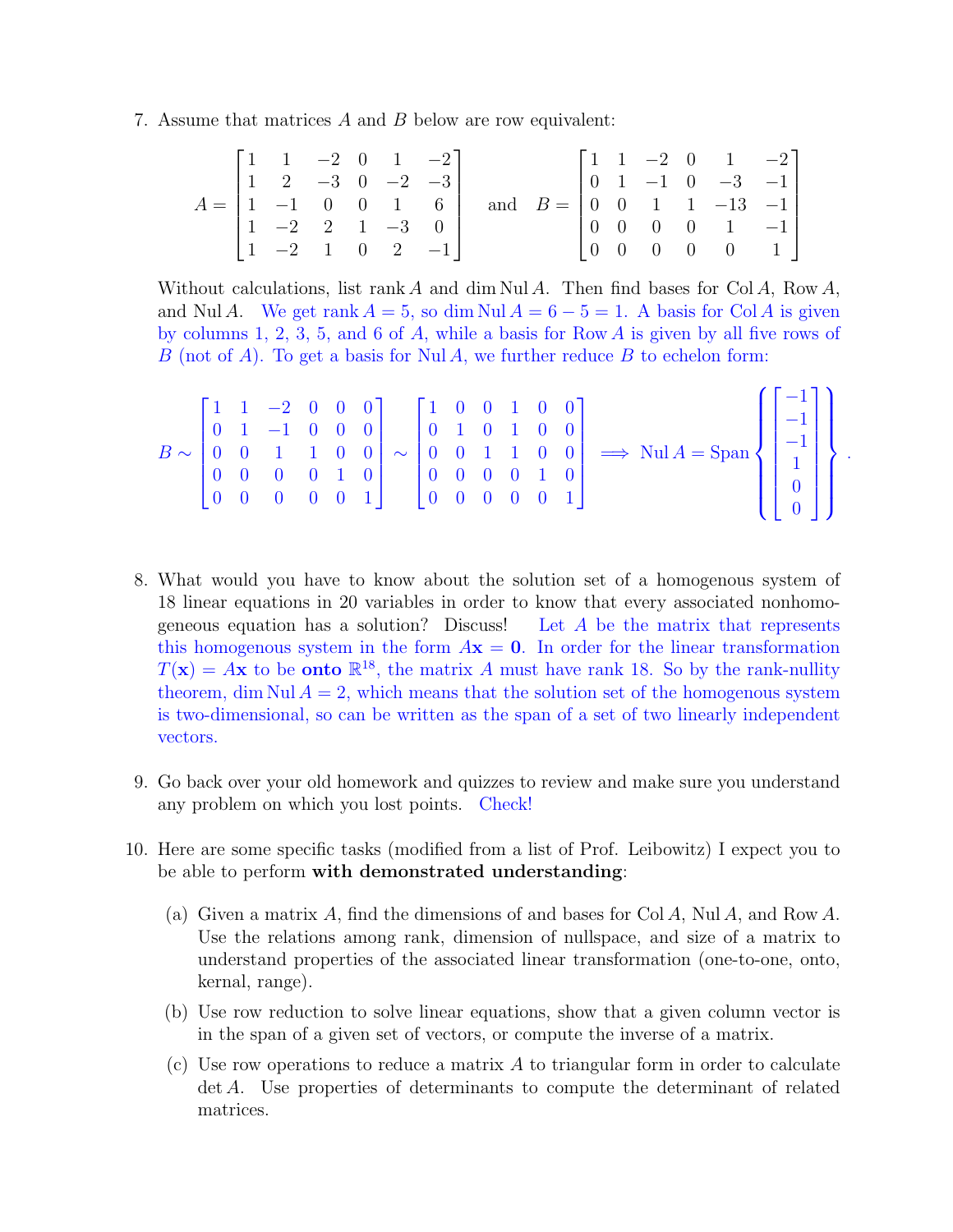7. Assume that matrices $A$ and $B$ below are row equivalent:

$$A = \begin{bmatrix} 1 & 1 & -2 & 0 & 1 & -2 \\ 1 & 2 & -3 & 0 & -2 & -3 \\ 1 & -1 & 0 & 0 & 1 & 6 \\ 1 & -2 & 2 & 1 & -3 & 0 \\ 1 & -2 & 1 & 0 & 2 & -1 \end{bmatrix} \quad \text{and} \quad B = \begin{bmatrix} 1 & 1 & -2 & 0 & 1 & -2 \\ 0 & 1 & -1 & 0 & -3 & -1 \\ 0 & 0 & 1 & 1 & -13 & -1 \\ 0 & 0 & 0 & 0 & 1 & -1 \\ 0 & 0 & 0 & 0 & 0 & 1 \end{bmatrix}$$

Without calculations, list $\operatorname{rank} A$ and $\dim \operatorname{Nul} A$. Then find bases for $\operatorname{Col} A$, $\operatorname{Row} A$, and $\operatorname{Nul} A$. We get $\operatorname{rank} A = 5$, so $\dim \operatorname{Nul} A = 6 - 5 = 1$. A basis for $\operatorname{Col} A$ is given by columns 1, 2, 3, 5, and 6 of $A$, while a basis for $\operatorname{Row} A$ is given by all five rows of $B$ (not of $A$). To get a basis for $\operatorname{Nul} A$, we further reduce $B$ to echelon form:

$$B \sim \begin{bmatrix} 1 & 1 & -2 & 0 & 0 & 0 \\ 0 & 1 & -1 & 0 & 0 & 0 \\ 0 & 0 & 1 & 1 & 0 & 0 \\ 0 & 0 & 0 & 0 & 1 & 0 \\ 0 & 0 & 0 & 0 & 0 & 1 \end{bmatrix} \sim \begin{bmatrix} 1 & 0 & 0 & 1 & 0 & 0 \\ 0 & 1 & 0 & 1 & 0 & 0 \\ 0 & 0 & 1 & 1 & 0 & 0 \\ 0 & 0 & 0 & 0 & 1 & 0 \\ 0 & 0 & 0 & 0 & 0 & 1 \end{bmatrix} \implies \operatorname{Nul} A = \operatorname{Span}\left\{ \begin{bmatrix} -1 \\ -1 \\ -1 \\ 1 \\ 0 \\ 0 \end{bmatrix} \right\}.$$

8. What would you have to know about the solution set of a homogenous system of 18 linear equations in 20 variables in order to know that every associated nonhomogeneous equation has a solution? Discuss! Let $A$ be the matrix that represents this homogenous system in the form $A\mathbf{x} = \mathbf{0}$. In order for the linear transformation $T(\mathbf{x}) = A\mathbf{x}$ to be **onto** $\mathbb{R}^{18}$, the matrix $A$ must have rank 18. So by the rank-nullity theorem, $\dim \operatorname{Nul} A = 2$, which means that the solution set of the homogenous system is two-dimensional, so can be written as the span of a set of two linearly independent vectors.

9. Go back over your old homework and quizzes to review and make sure you understand any problem on which you lost points. Check!

10. Here are some specific tasks (modified from a list of Prof. Leibowitz) I expect you to be able to perform **with demonstrated understanding**:

    (a) Given a matrix $A$, find the dimensions of and bases for $\operatorname{Col} A$, $\operatorname{Nul} A$, and $\operatorname{Row} A$. Use the relations among rank, dimension of nullspace, and size of a matrix to understand properties of the associated linear transformation (one-to-one, onto, kernal, range).

    (b) Use row reduction to solve linear equations, show that a given column vector is in the span of a given set of vectors, or compute the inverse of a matrix.

    (c) Use row operations to reduce a matrix $A$ to triangular form in order to calculate $\det A$. Use properties of determinants to compute the determinant of related matrices.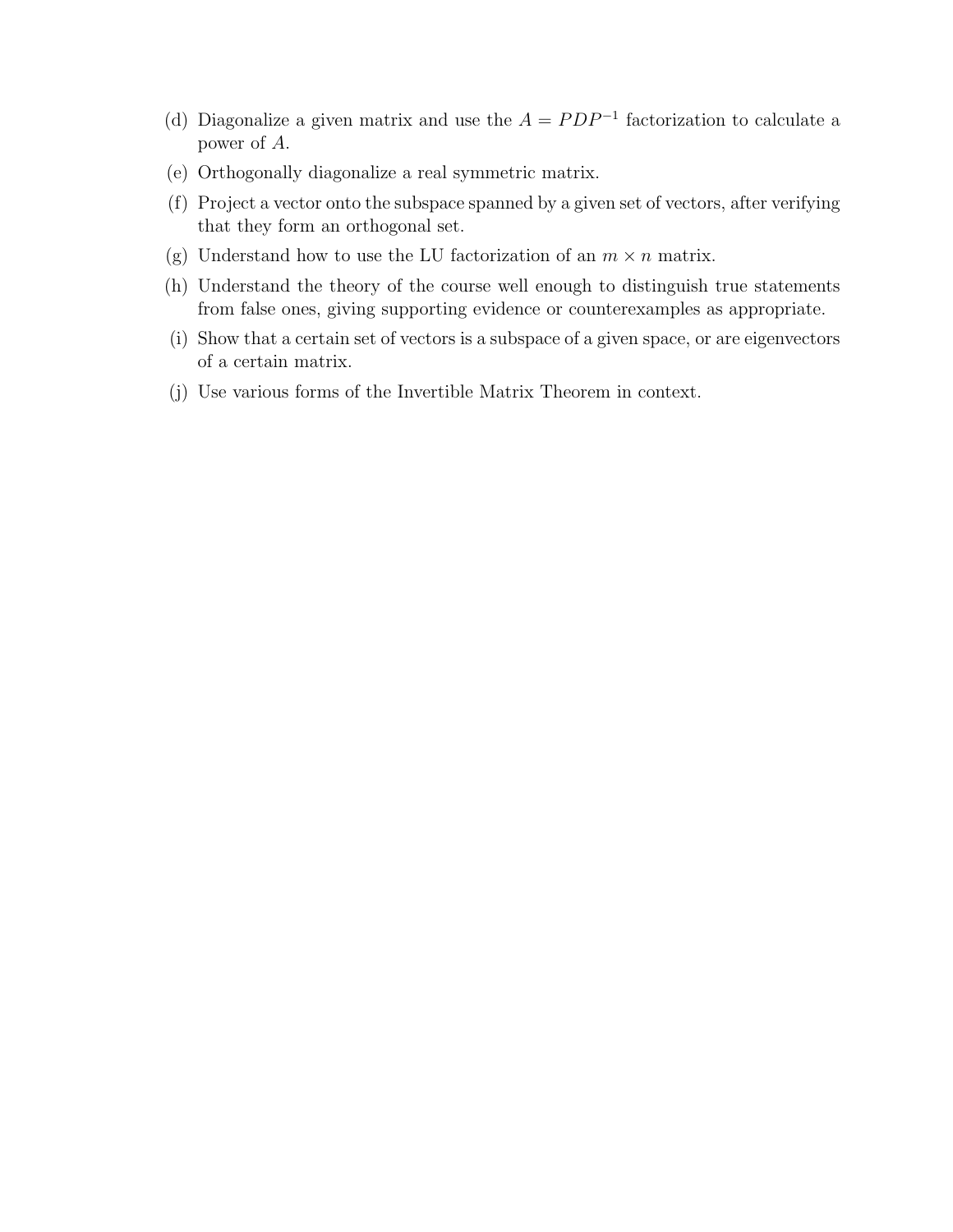(d) Diagonalize a given matrix and use the $A = PDP^{-1}$ factorization to calculate a power of $A$.

(e) Orthogonally diagonalize a real symmetric matrix.

(f) Project a vector onto the subspace spanned by a given set of vectors, after verifying that they form an orthogonal set.

(g) Understand how to use the LU factorization of an $m \times n$ matrix.

(h) Understand the theory of the course well enough to distinguish true statements from false ones, giving supporting evidence or counterexamples as appropriate.

(i) Show that a certain set of vectors is a subspace of a given space, or are eigenvectors of a certain matrix.

(j) Use various forms of the Invertible Matrix Theorem in context.